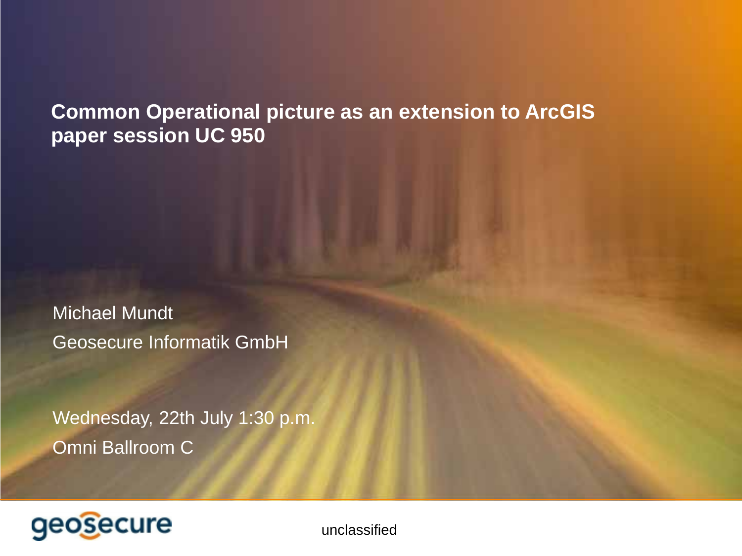# Common Operational picture as an extension to ArcGIS paper session UC 950

Michael Mundt

Geosecure Informatik GmbH

Wednesday, 22th July 1:30 p.m.

Omni Ballroom C

geosecure

unclassified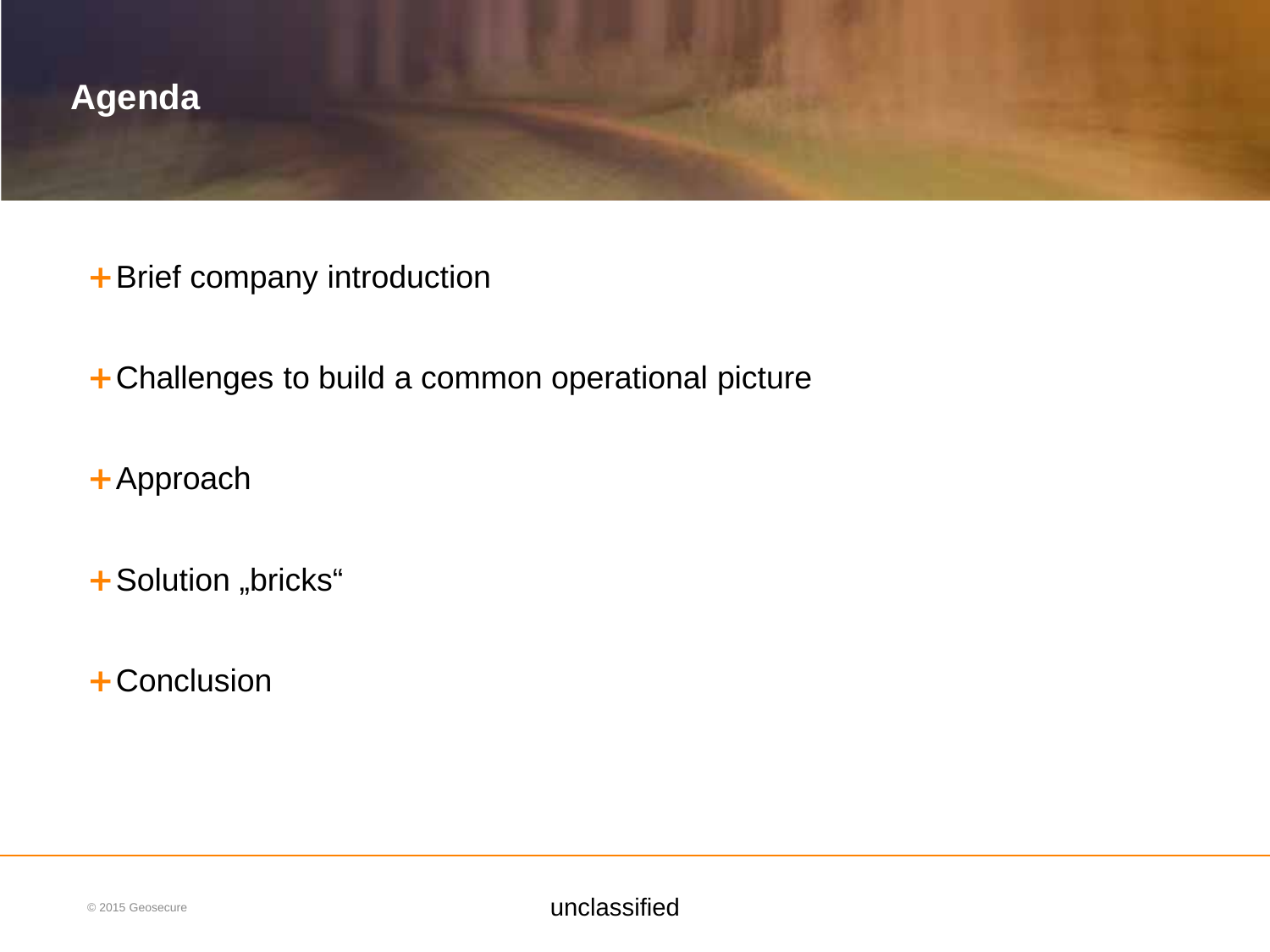# Agenda

- Brief company introduction
- Challenges to build a common operational picture
- Approach
- Solution „bricks“
- Conclusion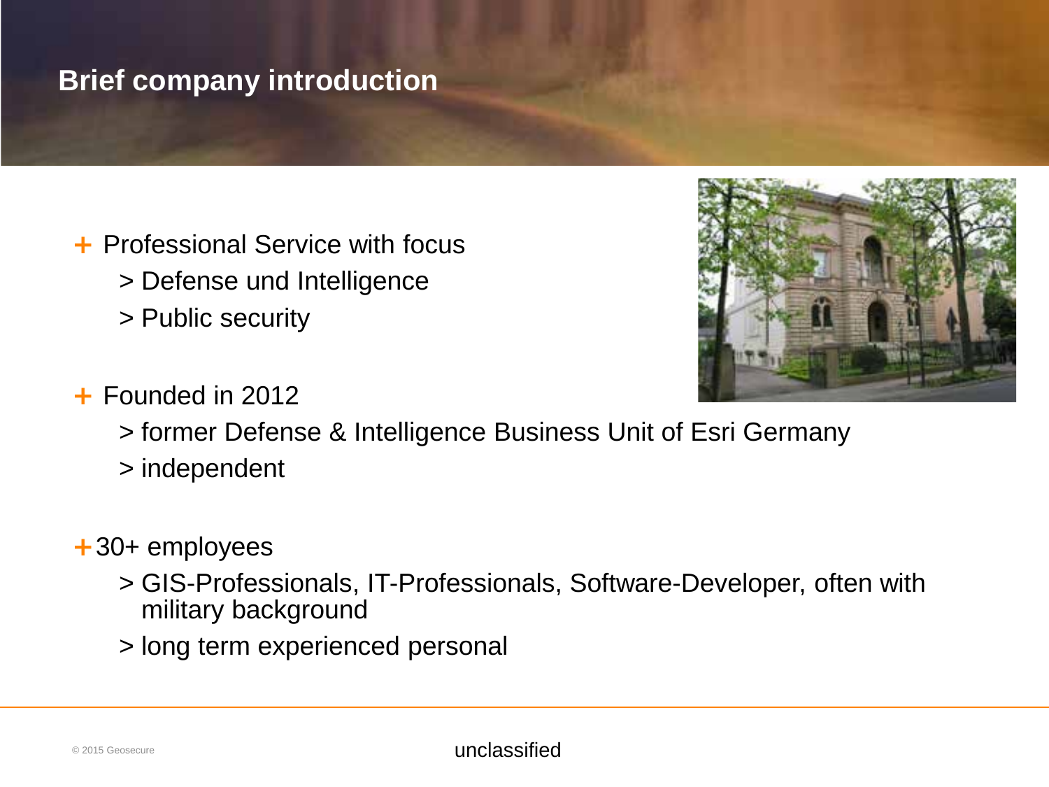# Brief company introduction

- Professional Service with focus
  - > Defense und Intelligence
  - > Public security
- Founded in 2012
  - > former Defense & Intelligence Business Unit of Esri Germany
  - > independent
- 30+ employees
  - > GIS-Professionals, IT-Professionals, Software-Developer, often with military background
  - > long term experienced personal

unclassified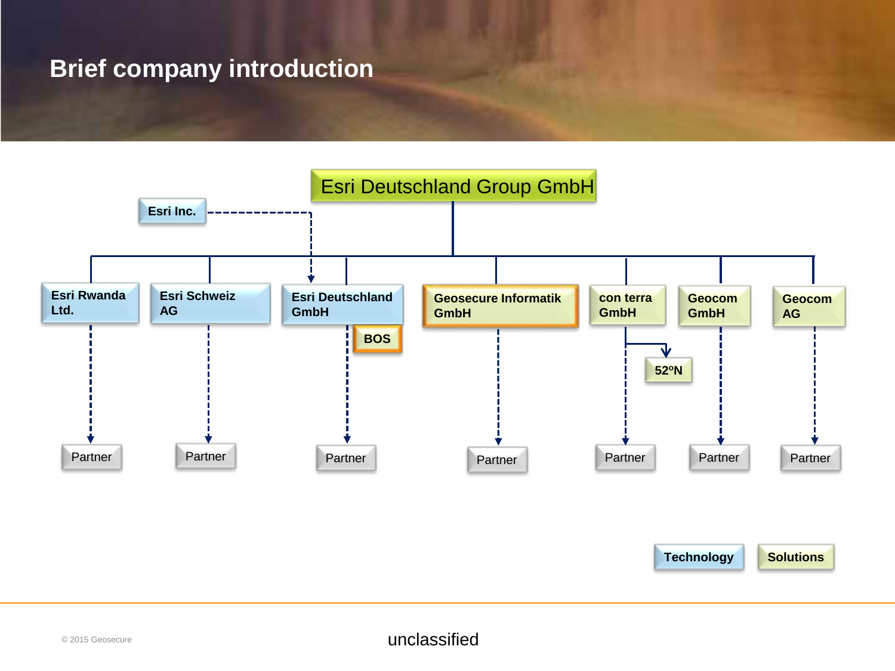# Brief company introduction

Esri Deutschland Group GmbH

Esri Inc.

- Esri Rwanda Ltd.
  - Partner
- Esri Schweiz AG
  - Partner
- Esri Deutschland GmbH
  - BOS
  - Partner
- Geosecure Informatik GmbH
  - Partner
- con terra GmbH
  - 52°N
  - Partner
- Geocom GmbH
  - Partner
- Geocom AG
  - Partner

Technology

Solutions

unclassified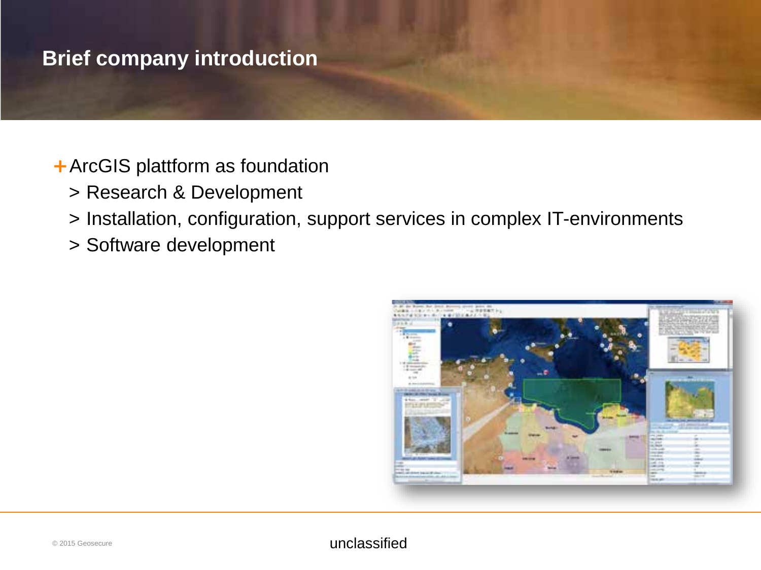# Brief company introduction

+ ArcGIS plattform as foundation
  - > Research & Development
  - > Installation, configuration, support services in complex IT-environments
  - > Software development

unclassified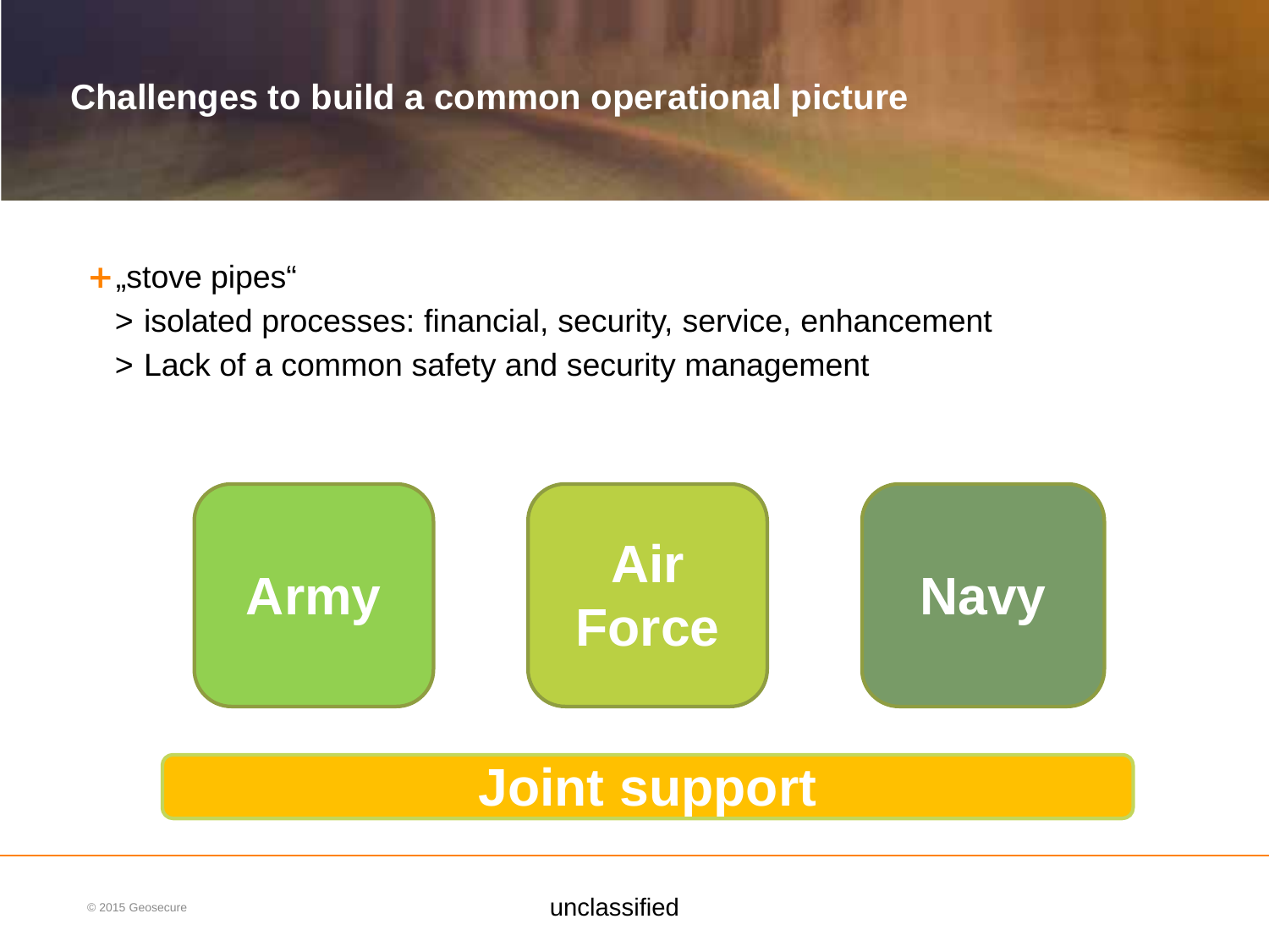# Challenges to build a common operational picture

- „stove pipes“
  - > isolated processes: financial, security, service, enhancement
  - > Lack of a common safety and security management

Army

Air Force

Navy

Joint support

unclassified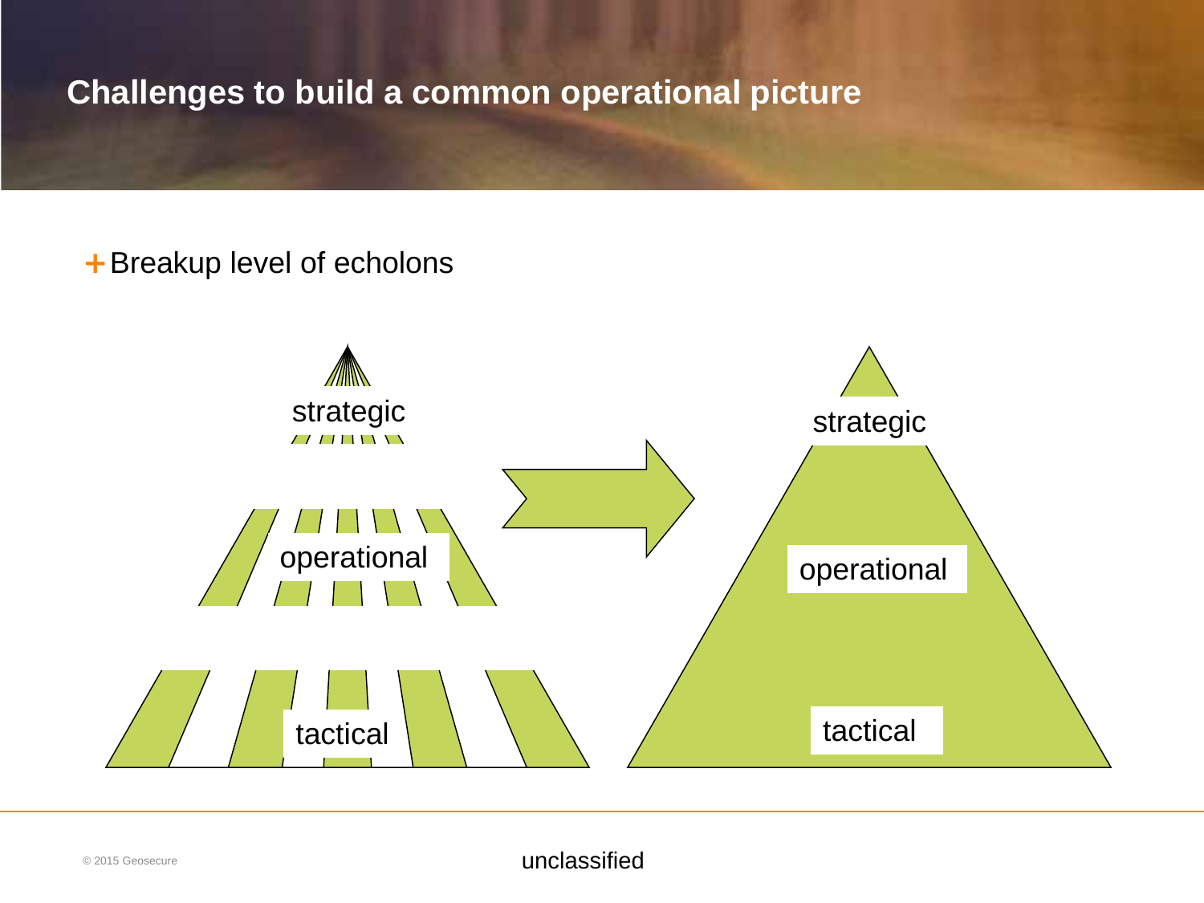# Challenges to build a common operational picture

+ Breakup level of echolons

strategic

operational

tactical

strategic

operational

tactical

unclassified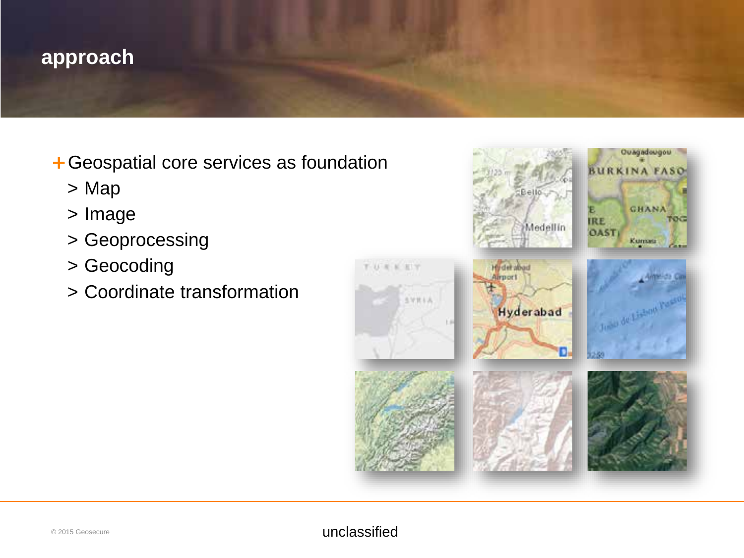## approach

+ Geospatial core services as foundation
  - Map
  - Image
  - Geoprocessing
  - Geocoding
  - Coordinate transformation

unclassified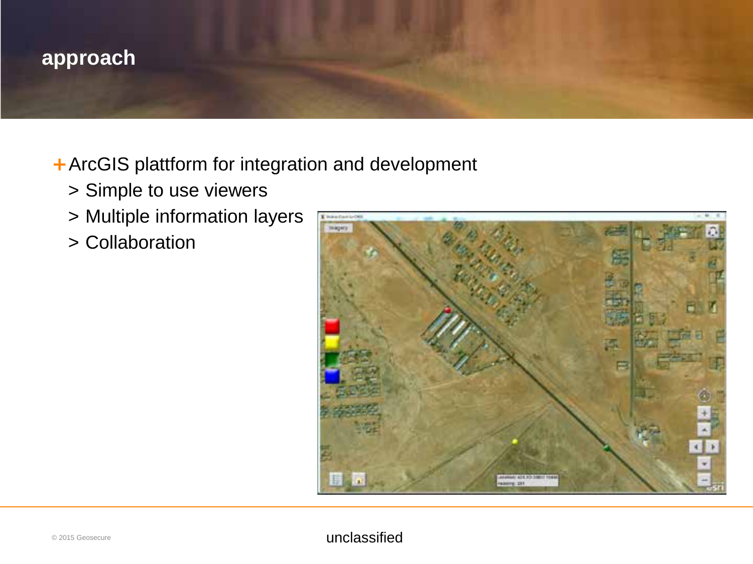# approach

- ArcGIS plattform for integration and development
  - > Simple to use viewers
  - > Multiple information layers
  - > Collaboration

unclassified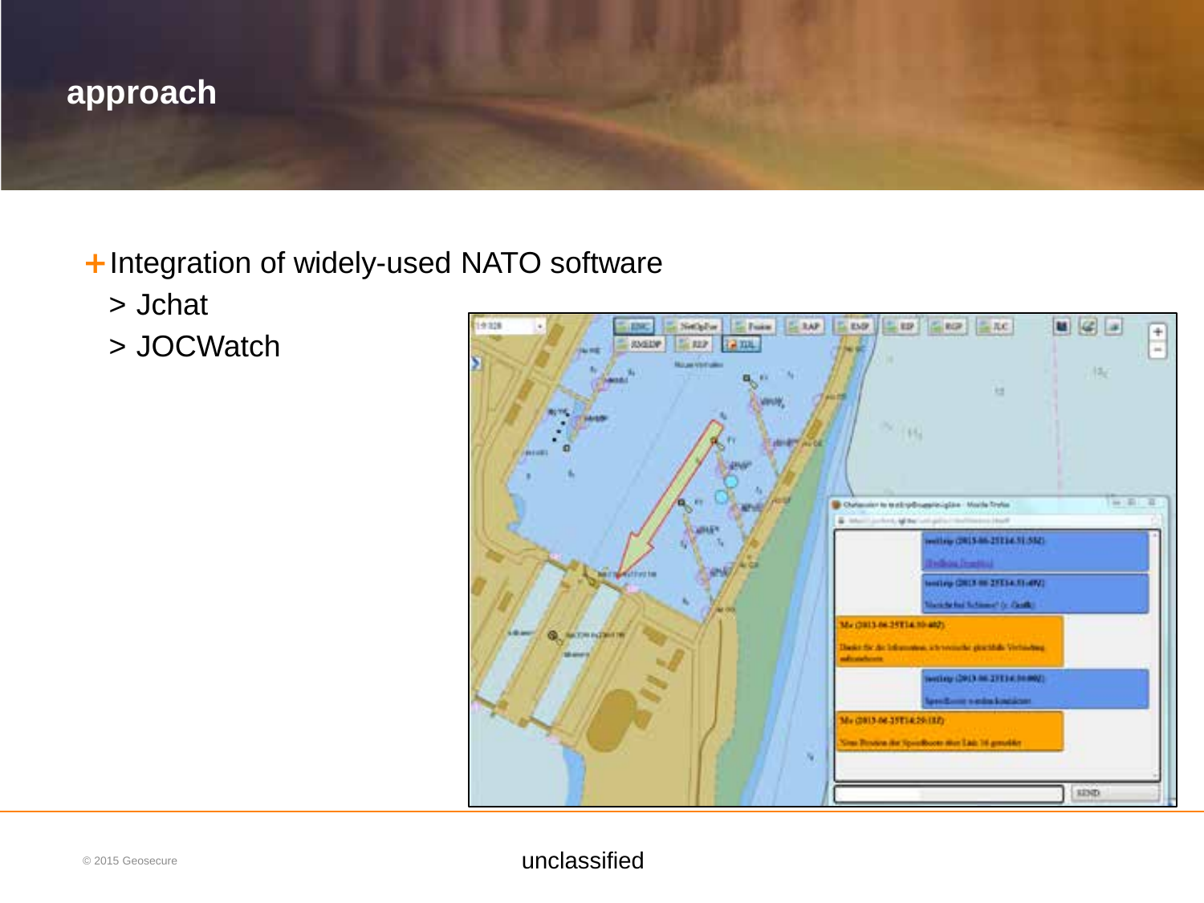# approach

- Integration of widely-used NATO software
  - > Jchat
  - > JOCWatch

unclassified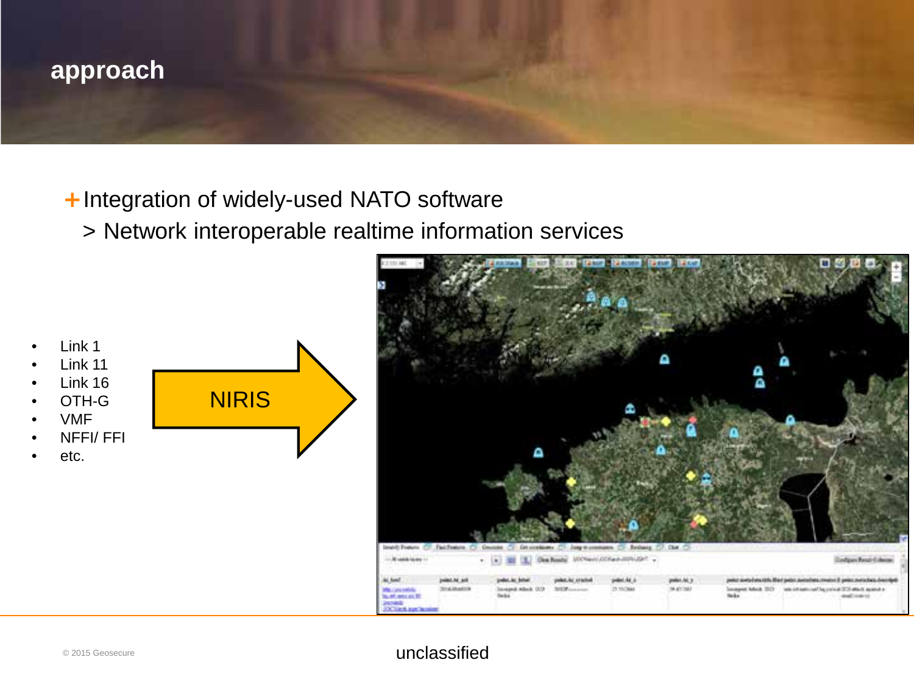# approach

+ Integration of widely-used NATO software
  > Network interoperable realtime information services

- Link 1
- Link 11
- Link 16
- OTH-G
- VMF
- NFFI/ FFI
- etc.

NIRIS

unclassified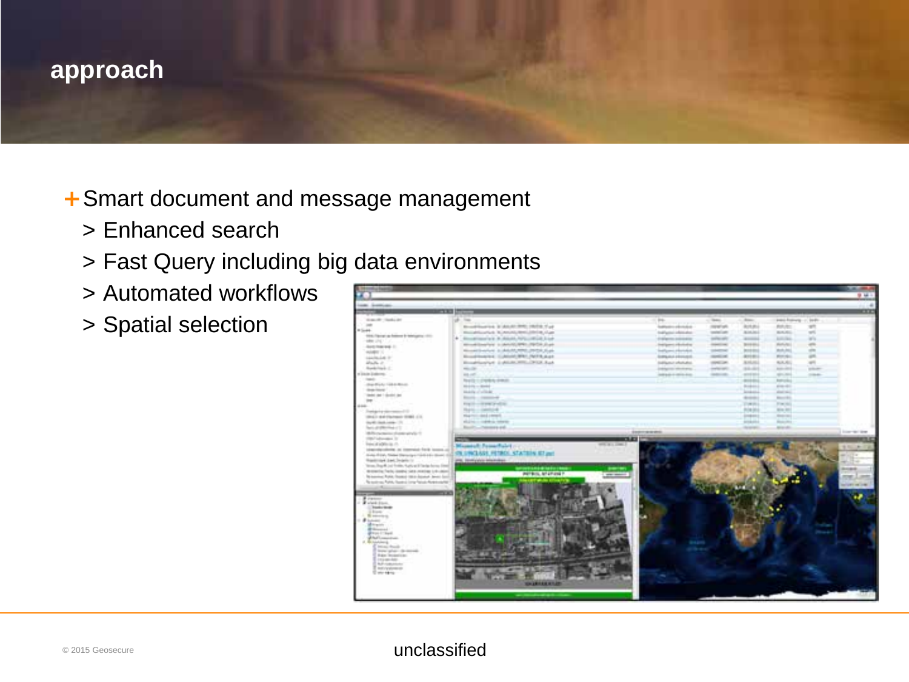## approach

- Smart document and message management
  - Enhanced search
  - Fast Query including big data environments
  - Automated workflows
  - Spatial selection

unclassified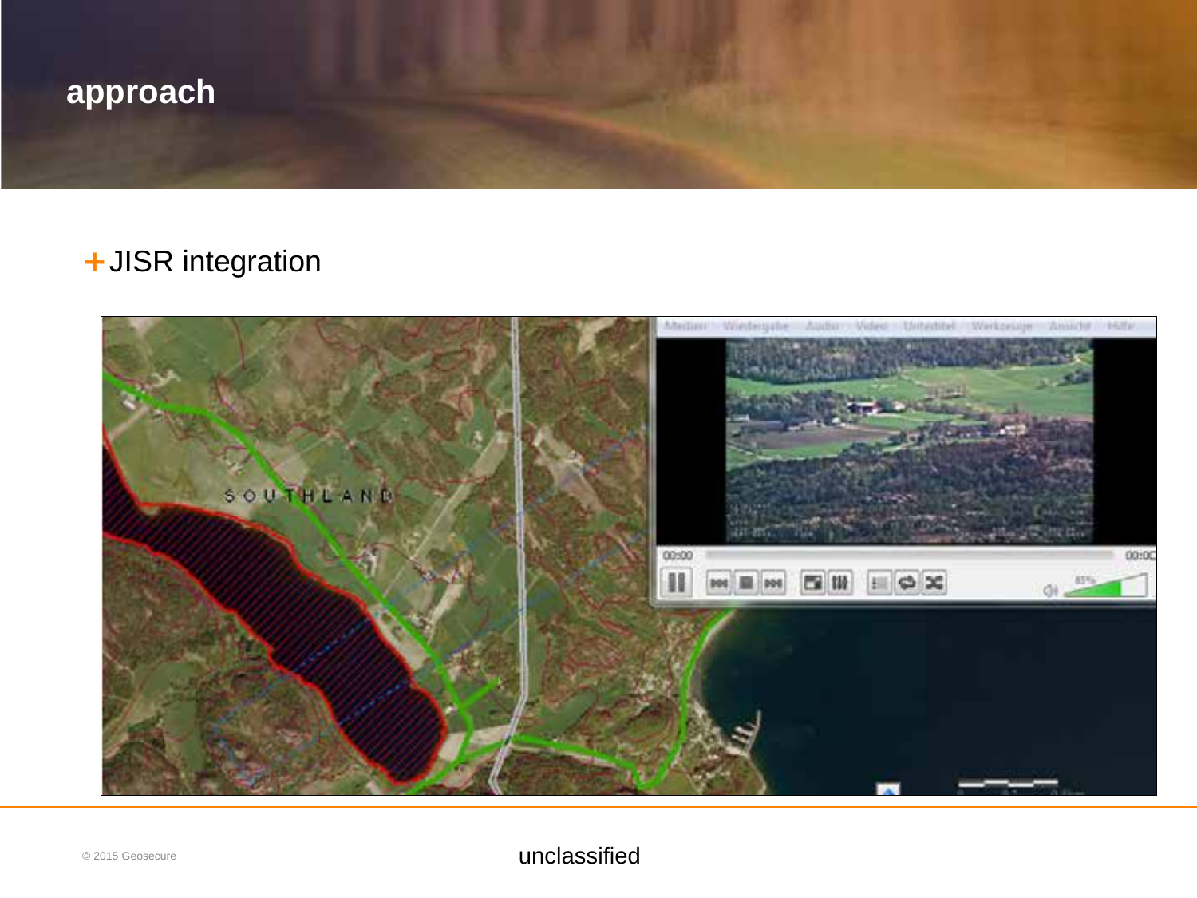# approach

+ JISR integration

unclassified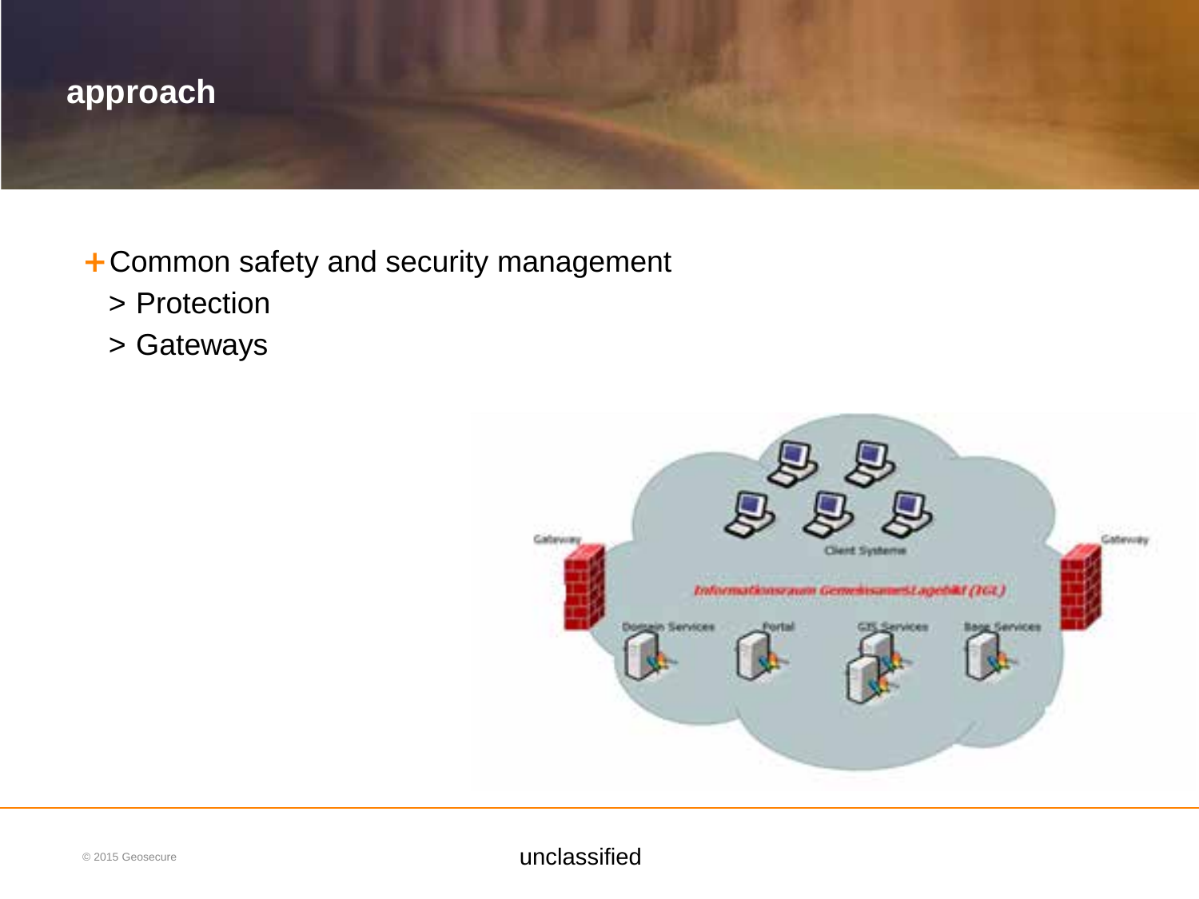# approach

+ Common safety and security management
  > Protection
  > Gateways

unclassified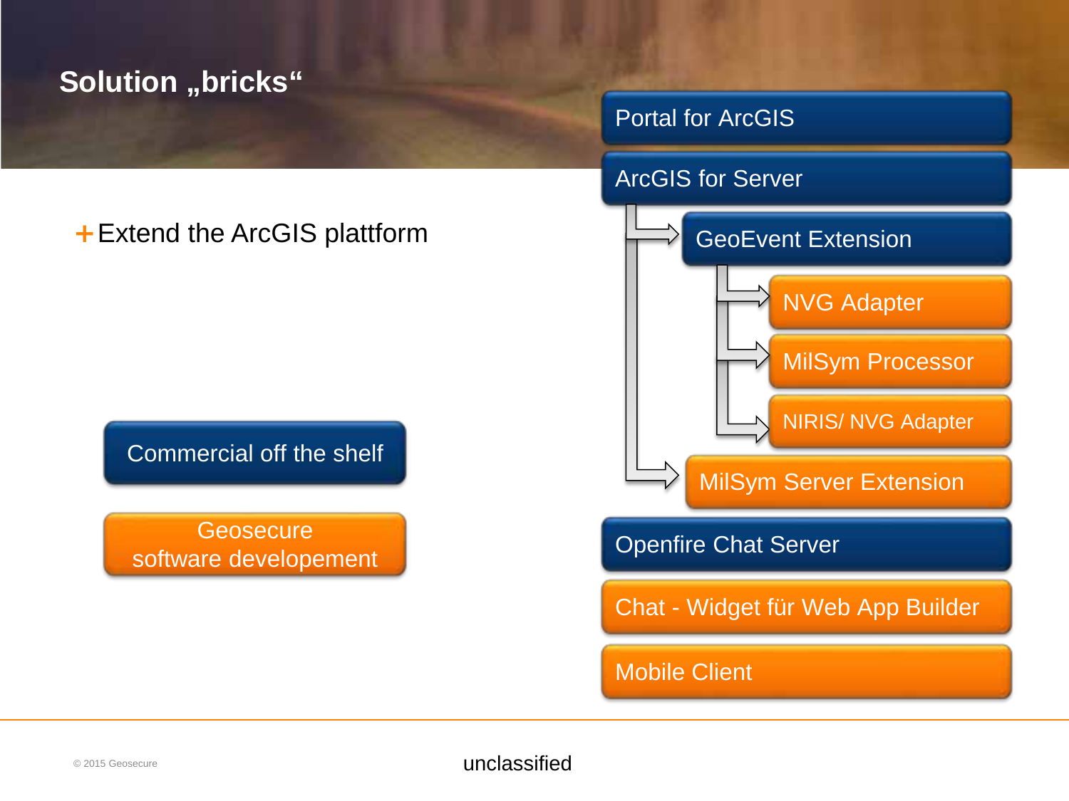# Solution „bricks“

- Extend the ArcGIS plattform

Commercial off the shelf

Geosecure software developement

- Portal for ArcGIS
- ArcGIS for Server
  - GeoEvent Extension
    - NVG Adapter
    - MilSym Processor
    - NIRIS/ NVG Adapter
  - MilSym Server Extension
- Openfire Chat Server
- Chat - Widget für Web App Builder
- Mobile Client

© 2015 Geosecure

unclassified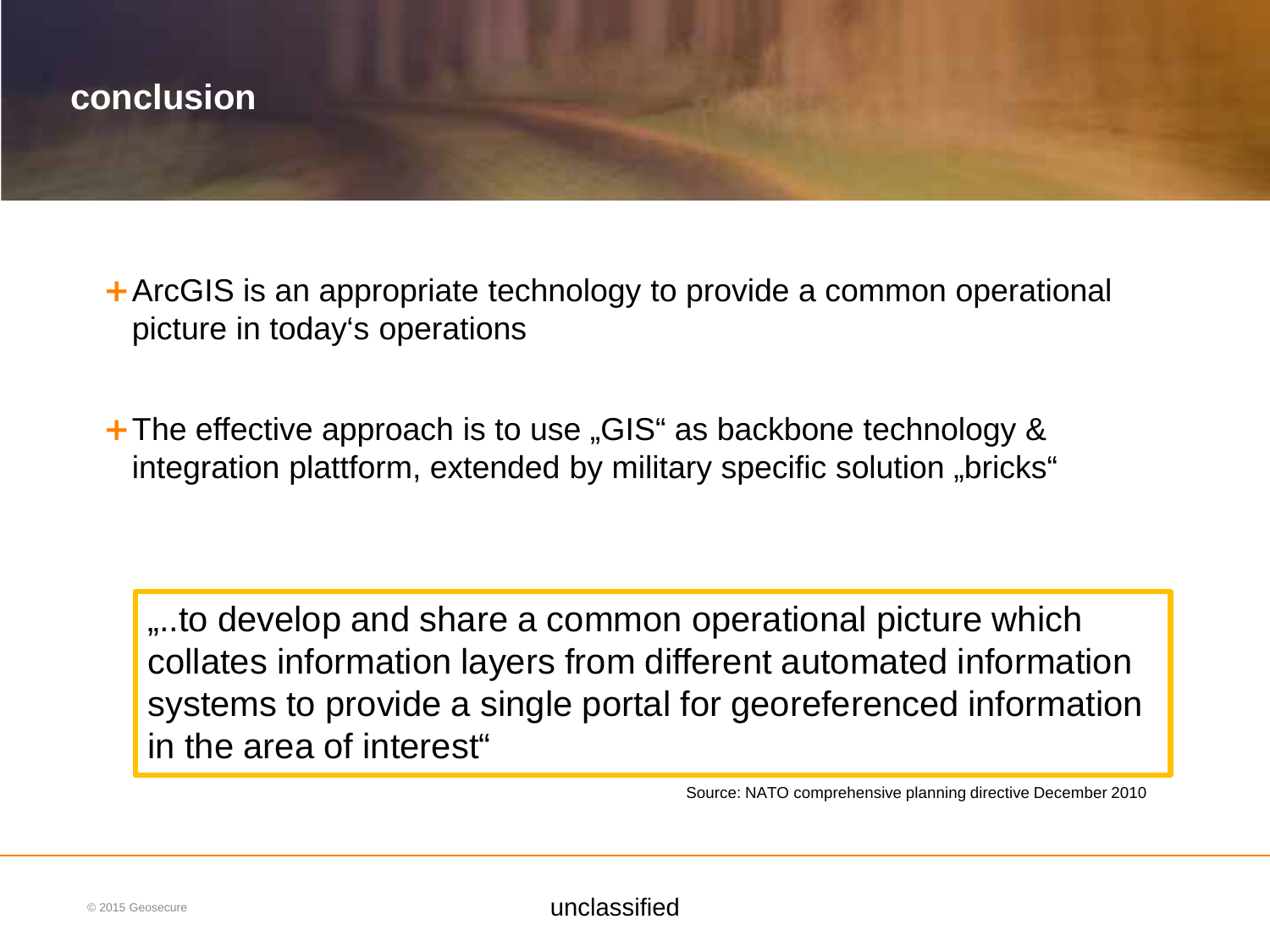## conclusion

- ArcGIS is an appropriate technology to provide a common operational picture in today‘s operations

- The effective approach is to use „GIS“ as backbone technology & integration plattform, extended by military specific solution „bricks“

> „..to develop and share a common operational picture which collates information layers from different automated information systems to provide a single portal for georeferenced information in the area of interest“

Source: NATO comprehensive planning directive December 2010

unclassified